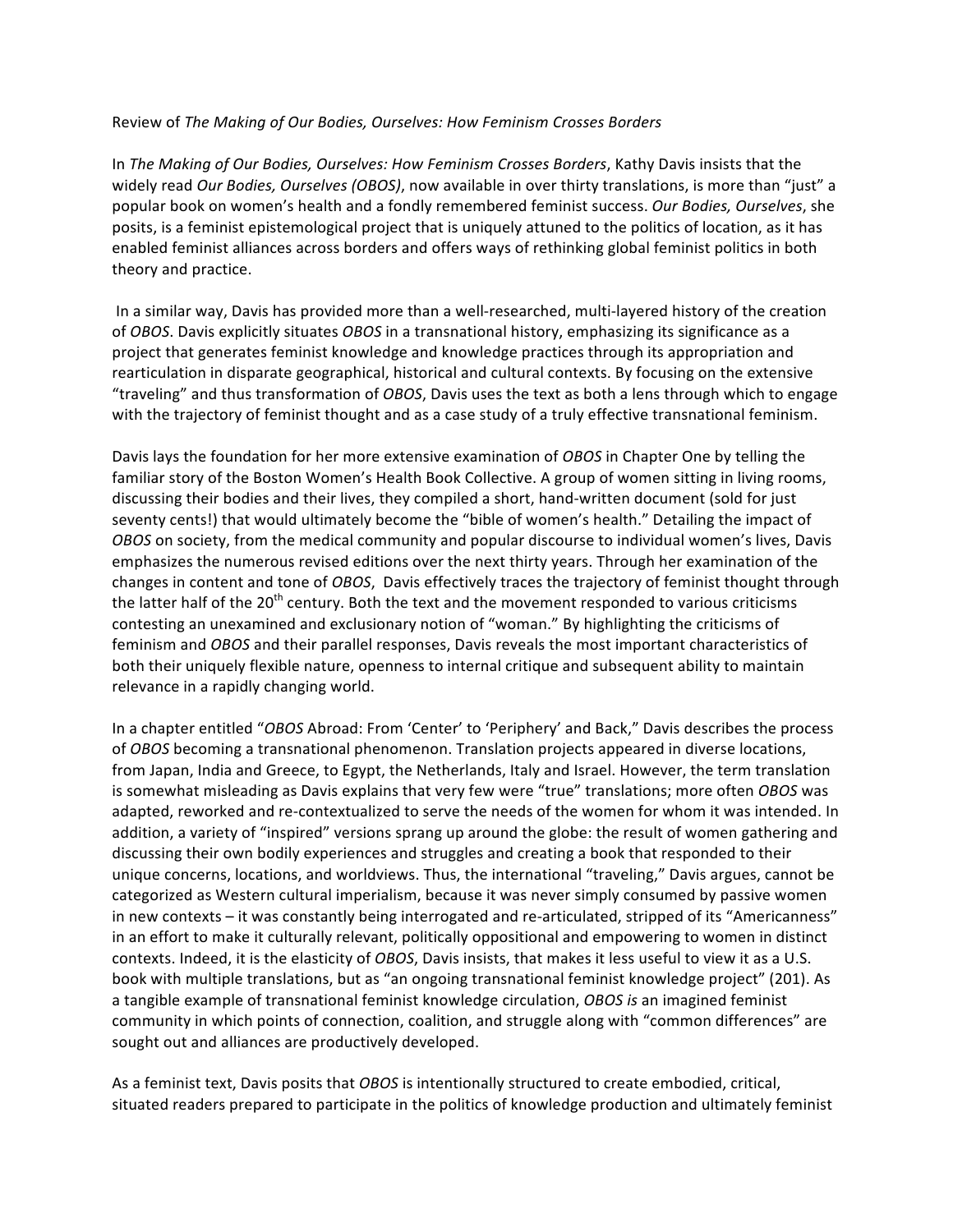Review of *The Making of Our Bodies, Ourselves: How Feminism Crosses Borders*

In *The Making of Our Bodies, Ourselves: How Feminism Crosses Borders*, Kathy Davis insists that the widely read *Our Bodies, Ourselves (OBOS)*, now available in over thirty translations, is more than "just" a popular book on women's health and a fondly remembered feminist success. *Our Bodies, Ourselves*, she posits, is a feminist epistemological project that is uniquely attuned to the politics of location, as it has enabled feminist alliances across borders and offers ways of rethinking global feminist politics in both theory and practice.

In a similar way, Davis has provided more than a well-researched, multi-layered history of the creation of *OBOS*. Davis explicitly situates *OBOS* in a transnational history, emphasizing its significance as a project that generates feminist knowledge and knowledge practices through its appropriation and rearticulation in disparate geographical, historical and cultural contexts. By focusing on the extensive "traveling" and thus transformation of *OBOS*, Davis uses the text as both a lens through which to engage with the trajectory of feminist thought and as a case study of a truly effective transnational feminism.

Davis lays the foundation for her more extensive examination of *OBOS* in Chapter One by telling the familiar story of the Boston Women's Health Book Collective. A group of women sitting in living rooms, discussing their bodies and their lives, they compiled a short, hand-written document (sold for just seventy cents!) that would ultimately become the "bible of women's health." Detailing the impact of *OBOS* on society, from the medical community and popular discourse to individual women's lives, Davis emphasizes the numerous revised editions over the next thirty years. Through her examination of the changes in content and tone of *OBOS*, Davis effectively traces the trajectory of feminist thought through the latter half of the 20th century. Both the text and the movement responded to various criticisms contesting an unexamined and exclusionary notion of "woman." By highlighting the criticisms of feminism and *OBOS* and their parallel responses, Davis reveals the most important characteristics of both their uniquely flexible nature, openness to internal critique and subsequent ability to maintain relevance in a rapidly changing world.

In a chapter entitled "*OBOS* Abroad: From 'Center' to 'Periphery' and Back," Davis describes the process of *OBOS* becoming a transnational phenomenon. Translation projects appeared in diverse locations, from Japan, India and Greece, to Egypt, the Netherlands, Italy and Israel. However, the term translation is somewhat misleading as Davis explains that very few were "true" translations; more often *OBOS* was adapted, reworked and re-contextualized to serve the needs of the women for whom it was intended. In addition, a variety of "inspired" versions sprang up around the globe: the result of women gathering and discussing their own bodily experiences and struggles and creating a book that responded to their unique concerns, locations, and worldviews. Thus, the international "traveling," Davis argues, cannot be categorized as Western cultural imperialism, because it was never simply consumed by passive women in new contexts – it was constantly being interrogated and re-articulated, stripped of its "Americanness" in an effort to make it culturally relevant, politically oppositional and empowering to women in distinct contexts. Indeed, it is the elasticity of *OBOS*, Davis insists, that makes it less useful to view it as a U.S. book with multiple translations, but as "an ongoing transnational feminist knowledge project" (201). As a tangible example of transnational feminist knowledge circulation, *OBOS is* an imagined feminist community in which points of connection, coalition, and struggle along with "common differences" are sought out and alliances are productively developed.

As a feminist text, Davis posits that *OBOS* is intentionally structured to create embodied, critical, situated readers prepared to participate in the politics of knowledge production and ultimately feminist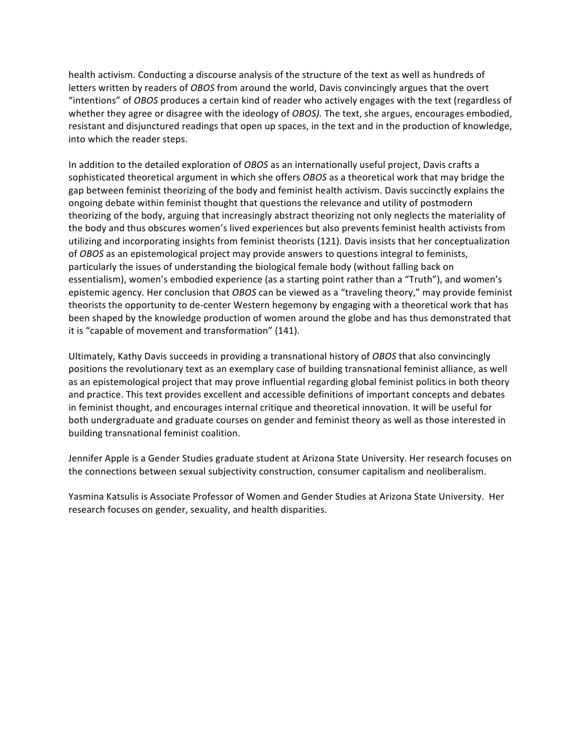health activism. Conducting a discourse analysis of the structure of the text as well as hundreds of letters written by readers of *OBOS* from around the world, Davis convincingly argues that the overt "intentions" of *OBOS* produces a certain kind of reader who actively engages with the text (regardless of whether they agree or disagree with the ideology of *OBOS).* The text, she argues, encourages embodied, resistant and disjunctured readings that open up spaces, in the text and in the production of knowledge, into which the reader steps.

In addition to the detailed exploration of *OBOS* as an internationally useful project, Davis crafts a sophisticated theoretical argument in which she offers *OBOS* as a theoretical work that may bridge the gap between feminist theorizing of the body and feminist health activism. Davis succinctly explains the ongoing debate within feminist thought that questions the relevance and utility of postmodern theorizing of the body, arguing that increasingly abstract theorizing not only neglects the materiality of the body and thus obscures women's lived experiences but also prevents feminist health activists from utilizing and incorporating insights from feminist theorists (121). Davis insists that her conceptualization of *OBOS* as an epistemological project may provide answers to questions integral to feminists, particularly the issues of understanding the biological female body (without falling back on essentialism), women's embodied experience (as a starting point rather than a "Truth"), and women's epistemic agency. Her conclusion that *OBOS* can be viewed as a "traveling theory," may provide feminist theorists the opportunity to de-center Western hegemony by engaging with a theoretical work that has been shaped by the knowledge production of women around the globe and has thus demonstrated that it is "capable of movement and transformation" (141).

Ultimately, Kathy Davis succeeds in providing a transnational history of *OBOS* that also convincingly positions the revolutionary text as an exemplary case of building transnational feminist alliance, as well as an epistemological project that may prove influential regarding global feminist politics in both theory and practice. This text provides excellent and accessible definitions of important concepts and debates in feminist thought, and encourages internal critique and theoretical innovation. It will be useful for both undergraduate and graduate courses on gender and feminist theory as well as those interested in building transnational feminist coalition.

Jennifer Apple is a Gender Studies graduate student at Arizona State University. Her research focuses on the connections between sexual subjectivity construction, consumer capitalism and neoliberalism.

Yasmina Katsulis is Associate Professor of Women and Gender Studies at Arizona State University. Her research focuses on gender, sexuality, and health disparities.